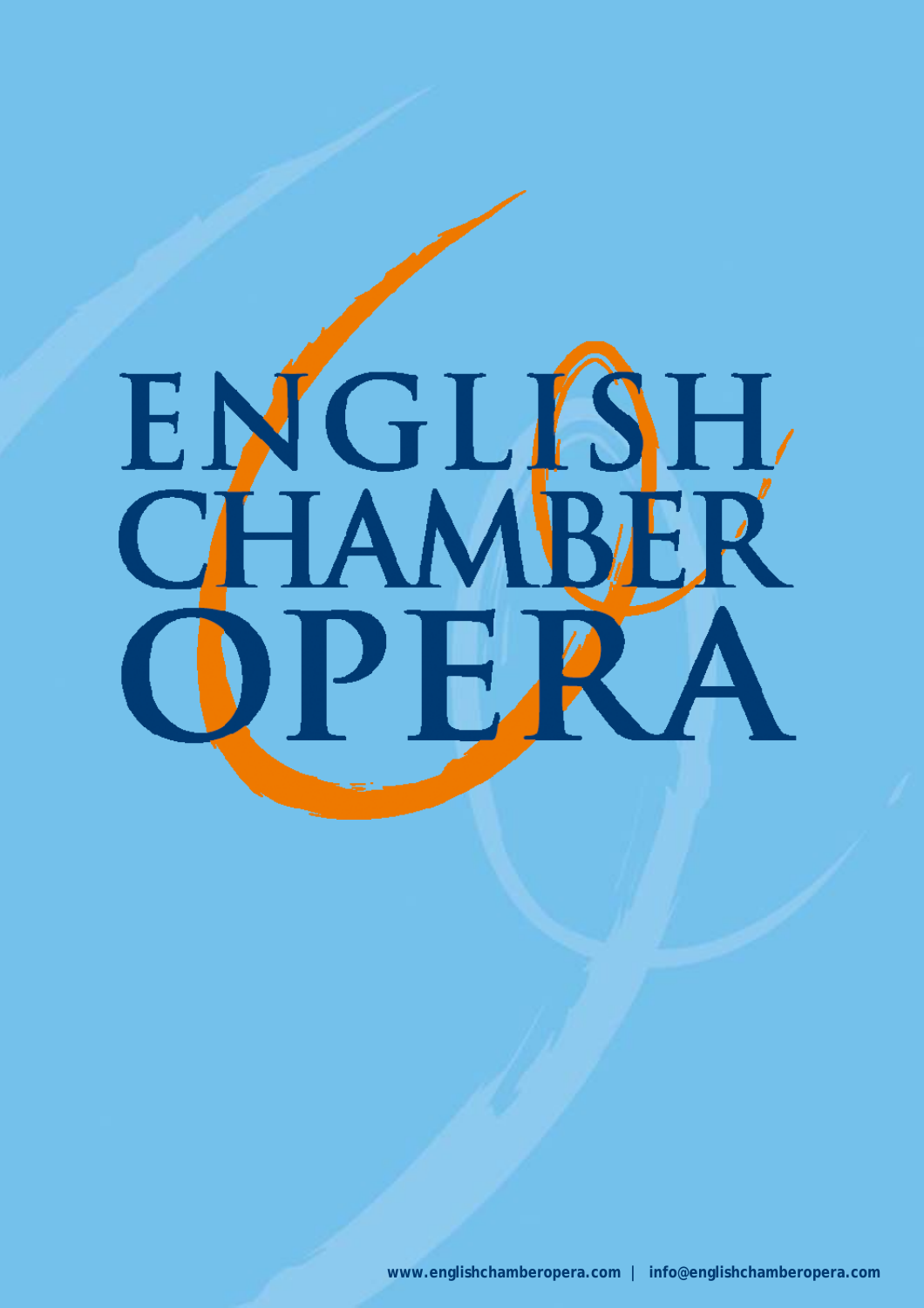# ENGLISH CHAMBER OPERA

www.englishchamberopera.com | info@englishchamberopera.com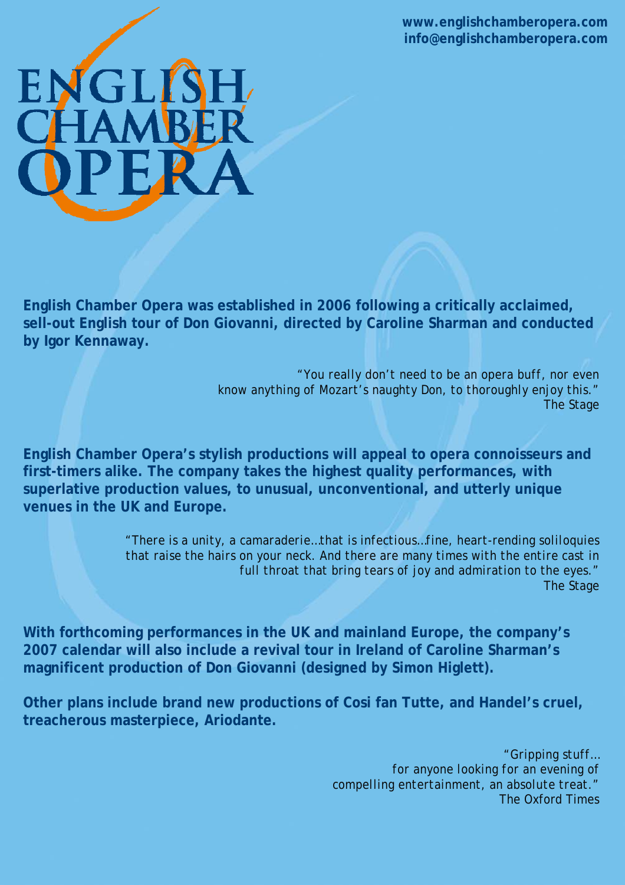www.englishchamberopera.com
info@englishchamberopera.com

# ENGLISH CHAMBER OPERA

**English Chamber Opera was established in 2006 following a critically acclaimed, sell-out English tour of Don Giovanni, directed by Caroline Sharman and conducted by Igor Kennaway.**

> "You really don't need to be an opera buff, nor even know anything of Mozart's naughty Don, to thoroughly enjoy this."
> The Stage

**English Chamber Opera's stylish productions will appeal to opera connoisseurs and first-timers alike. The company takes the highest quality performances, with superlative production values, to unusual, unconventional, and utterly unique venues in the UK and Europe.**

> "There is a unity, a camaraderie…that is infectious…fine, heart-rending soliloquies that raise the hairs on your neck. And there are many times with the entire cast in full throat that bring tears of joy and admiration to the eyes."
> The Stage

**With forthcoming performances in the UK and mainland Europe, the company's 2007 calendar will also include a revival tour in Ireland of Caroline Sharman's magnificent production of Don Giovanni (designed by Simon Higlett).**

**Other plans include brand new productions of Cosi fan Tutte, and Handel's cruel, treacherous masterpiece, Ariodante.**

> "Gripping stuff…
> for anyone looking for an evening of compelling entertainment, an absolute treat."
> The Oxford Times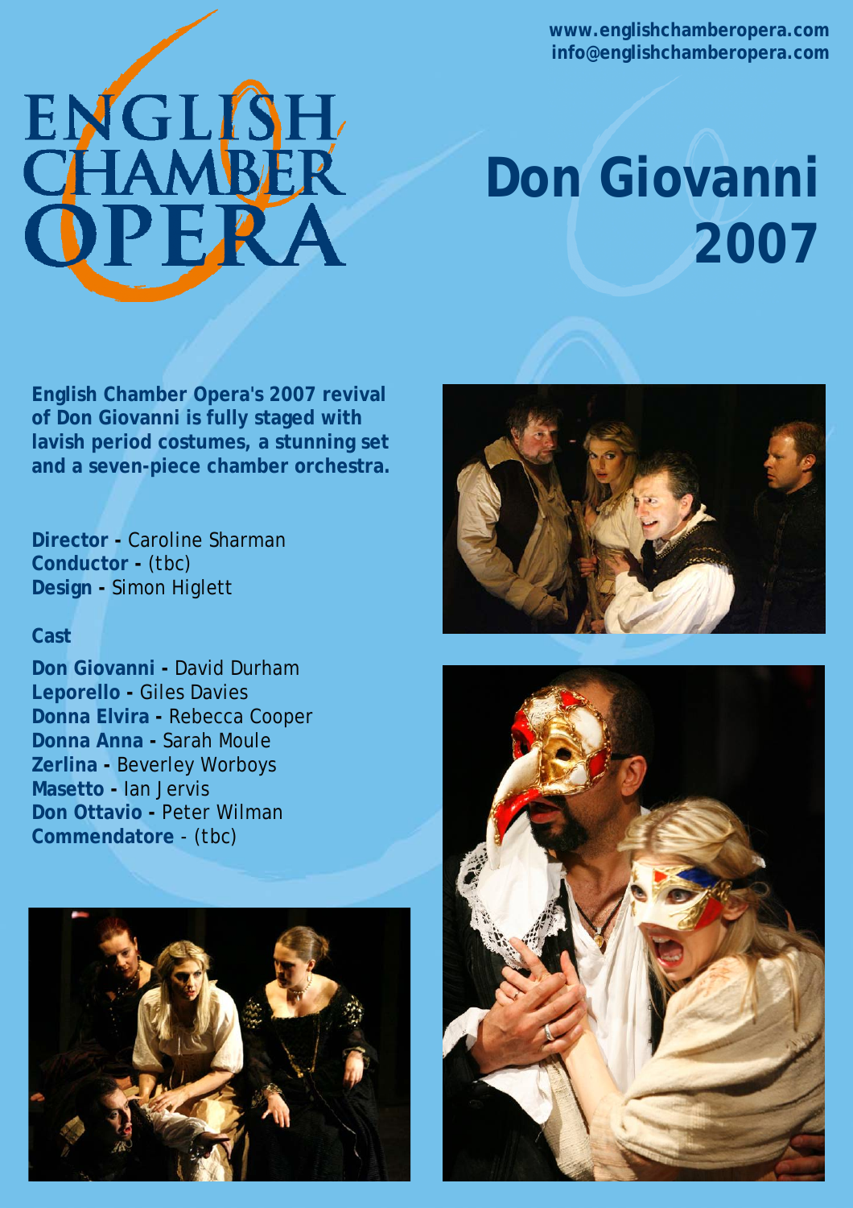www.englishchamberopera.com
info@englishchamberopera.com

ENGLISH CHAMBER OPERA

# Don Giovanni 2007

**English Chamber Opera's 2007 revival of Don Giovanni is fully staged with lavish period costumes, a stunning set and a seven-piece chamber orchestra.**

**Director -** Caroline Sharman
**Conductor -** (tbc)
**Design -** Simon Higlett

**Cast**

**Don Giovanni -** David Durham
**Leporello -** Giles Davies
**Donna Elvira -** Rebecca Cooper
**Donna Anna -** Sarah Moule
**Zerlina -** Beverley Worboys
**Masetto -** Ian Jervis
**Don Ottavio -** Peter Wilman
**Commendatore** - (tbc)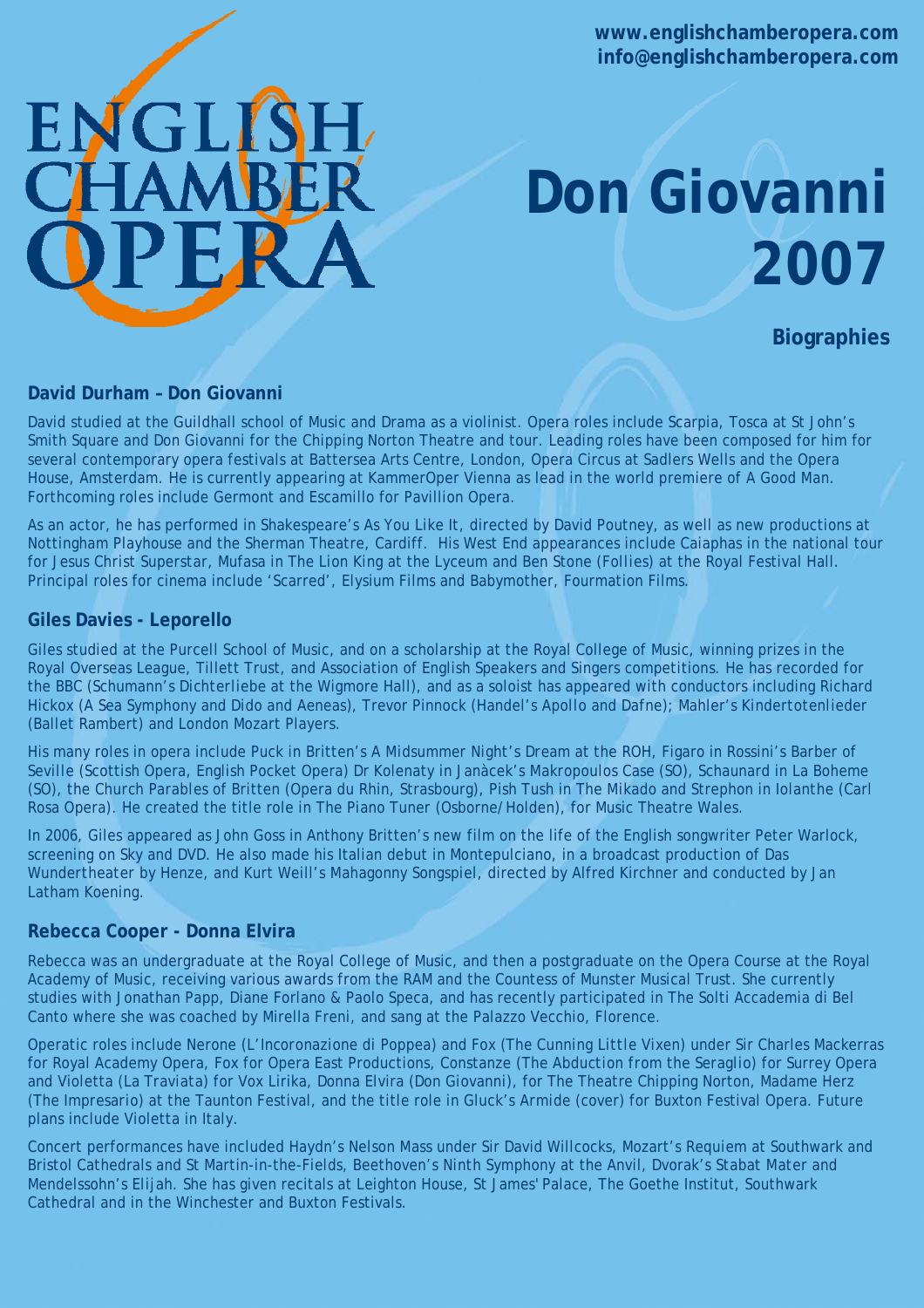www.englishchamberopera.com
info@englishchamberopera.com

ENGLISH CHAMBER OPERA

# Don Giovanni 2007

## Biographies

### David Durham – Don Giovanni

David studied at the Guildhall school of Music and Drama as a violinist. Opera roles include Scarpia, Tosca at St John's Smith Square and Don Giovanni for the Chipping Norton Theatre and tour. Leading roles have been composed for him for several contemporary opera festivals at Battersea Arts Centre, London, Opera Circus at Sadlers Wells and the Opera House, Amsterdam. He is currently appearing at KammerOper Vienna as lead in the world premiere of A Good Man. Forthcoming roles include Germont and Escamillo for Pavillion Opera.

As an actor, he has performed in Shakespeare's As You Like It, directed by David Poutney, as well as new productions at Nottingham Playhouse and the Sherman Theatre, Cardiff. His West End appearances include Caiaphas in the national tour for Jesus Christ Superstar, Mufasa in The Lion King at the Lyceum and Ben Stone (Follies) at the Royal Festival Hall. Principal roles for cinema include 'Scarred', Elysium Films and Babymother, Fourmation Films.

### Giles Davies - Leporello

Giles studied at the Purcell School of Music, and on a scholarship at the Royal College of Music, winning prizes in the Royal Overseas League, Tillett Trust, and Association of English Speakers and Singers competitions. He has recorded for the BBC (Schumann's Dichterliebe at the Wigmore Hall), and as a soloist has appeared with conductors including Richard Hickox (A Sea Symphony and Dido and Aeneas), Trevor Pinnock (Handel's Apollo and Dafne); Mahler's Kindertotenlieder (Ballet Rambert) and London Mozart Players.

His many roles in opera include Puck in Britten's A Midsummer Night's Dream at the ROH, Figaro in Rossini's Barber of Seville (Scottish Opera, English Pocket Opera) Dr Kolenaty in Janàcek's Makropoulos Case (SO), Schaunard in La Boheme (SO), the Church Parables of Britten (Opera du Rhin, Strasbourg), Pish Tush in The Mikado and Strephon in Iolanthe (Carl Rosa Opera). He created the title role in The Piano Tuner (Osborne/Holden), for Music Theatre Wales.

In 2006, Giles appeared as John Goss in Anthony Britten's new film on the life of the English songwriter Peter Warlock, screening on Sky and DVD. He also made his Italian debut in Montepulciano, in a broadcast production of Das Wundertheater by Henze, and Kurt Weill's Mahagonny Songspiel, directed by Alfred Kirchner and conducted by Jan Latham Koening.

### Rebecca Cooper - Donna Elvira

Rebecca was an undergraduate at the Royal College of Music, and then a postgraduate on the Opera Course at the Royal Academy of Music, receiving various awards from the RAM and the Countess of Munster Musical Trust. She currently studies with Jonathan Papp, Diane Forlano & Paolo Speca, and has recently participated in The Solti Accademia di Bel Canto where she was coached by Mirella Freni, and sang at the Palazzo Vecchio, Florence.

Operatic roles include Nerone (L'Incoronazione di Poppea) and Fox (The Cunning Little Vixen) under Sir Charles Mackerras for Royal Academy Opera, Fox for Opera East Productions, Constanze (The Abduction from the Seraglio) for Surrey Opera and Violetta (La Traviata) for Vox Lirika, Donna Elvira (Don Giovanni), for The Theatre Chipping Norton, Madame Herz (The Impresario) at the Taunton Festival, and the title role in Gluck's Armide (cover) for Buxton Festival Opera. Future plans include Violetta in Italy.

Concert performances have included Haydn's Nelson Mass under Sir David Willcocks, Mozart's Requiem at Southwark and Bristol Cathedrals and St Martin-in-the-Fields, Beethoven's Ninth Symphony at the Anvil, Dvorak's Stabat Mater and Mendelssohn's Elijah. She has given recitals at Leighton House, St James' Palace, The Goethe Institut, Southwark Cathedral and in the Winchester and Buxton Festivals.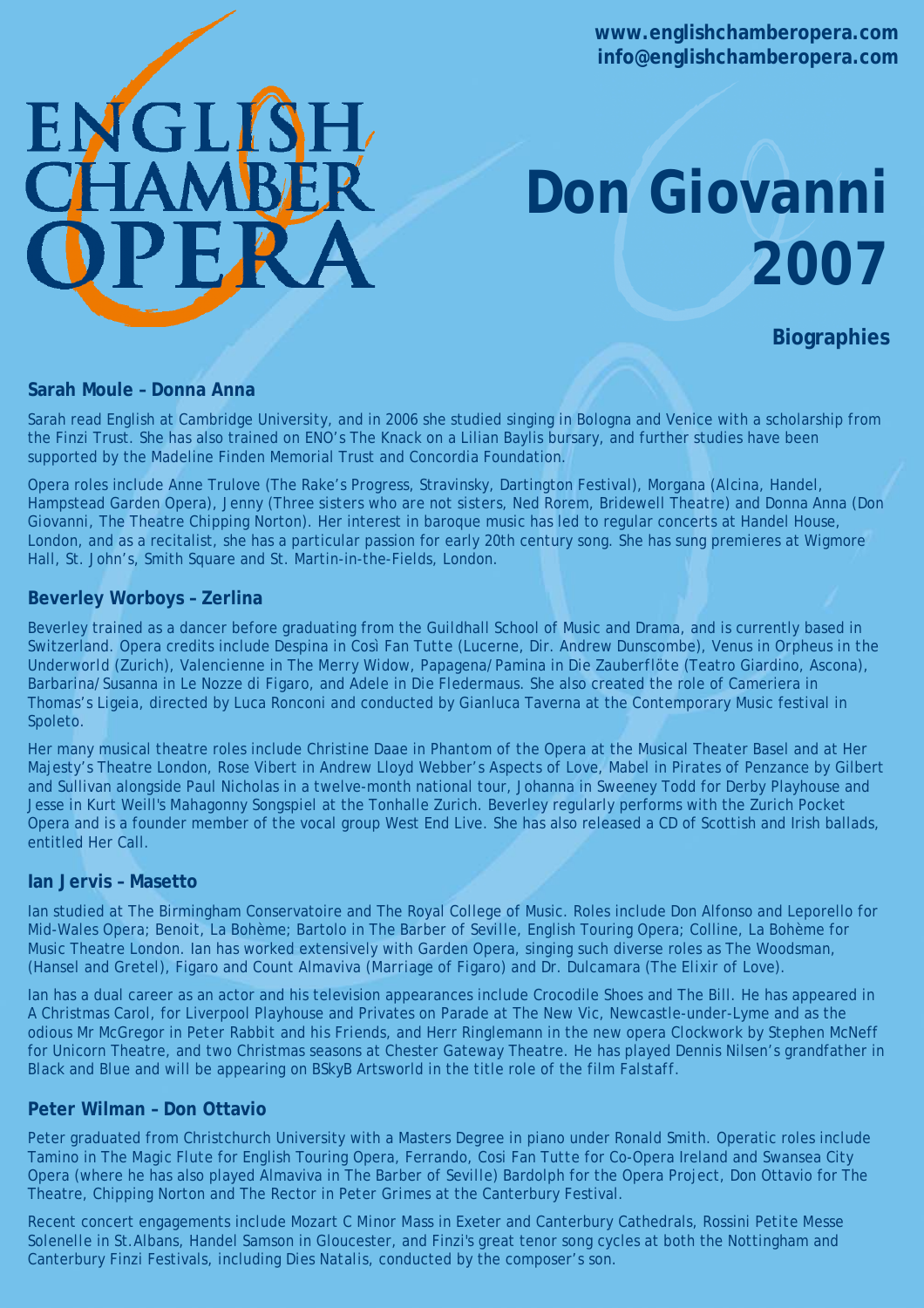www.englishchamberopera.com
info@englishchamberopera.com

ENGLISH CHAMBER OPERA

# Don Giovanni 2007

## Biographies

### Sarah Moule – Donna Anna

Sarah read English at Cambridge University, and in 2006 she studied singing in Bologna and Venice with a scholarship from the Finzi Trust. She has also trained on ENO's The Knack on a Lilian Baylis bursary, and further studies have been supported by the Madeline Finden Memorial Trust and Concordia Foundation.

Opera roles include Anne Trulove (The Rake's Progress, Stravinsky, Dartington Festival), Morgana (Alcina, Handel, Hampstead Garden Opera), Jenny (Three sisters who are not sisters, Ned Rorem, Bridewell Theatre) and Donna Anna (Don Giovanni, The Theatre Chipping Norton). Her interest in baroque music has led to regular concerts at Handel House, London, and as a recitalist, she has a particular passion for early 20th century song. She has sung premieres at Wigmore Hall, St. John's, Smith Square and St. Martin-in-the-Fields, London.

### Beverley Worboys – Zerlina

Beverley trained as a dancer before graduating from the Guildhall School of Music and Drama, and is currently based in Switzerland. Opera credits include Despina in Così Fan Tutte (Lucerne, Dir. Andrew Dunscombe), Venus in Orpheus in the Underworld (Zurich), Valencienne in The Merry Widow, Papagena/Pamina in Die Zauberflöte (Teatro Giardino, Ascona), Barbarina/Susanna in Le Nozze di Figaro, and Adele in Die Fledermaus. She also created the role of Cameriera in Thomas's Ligeia, directed by Luca Ronconi and conducted by Gianluca Taverna at the Contemporary Music festival in Spoleto.

Her many musical theatre roles include Christine Daae in Phantom of the Opera at the Musical Theater Basel and at Her Majesty's Theatre London, Rose Vibert in Andrew Lloyd Webber's Aspects of Love, Mabel in Pirates of Penzance by Gilbert and Sullivan alongside Paul Nicholas in a twelve-month national tour, Johanna in Sweeney Todd for Derby Playhouse and Jesse in Kurt Weill's Mahagonny Songspiel at the Tonhalle Zurich. Beverley regularly performs with the Zurich Pocket Opera and is a founder member of the vocal group West End Live. She has also released a CD of Scottish and Irish ballads, entitled Her Call.

### Ian Jervis – Masetto

Ian studied at The Birmingham Conservatoire and The Royal College of Music. Roles include Don Alfonso and Leporello for Mid-Wales Opera; Benoit, La Bohème; Bartolo in The Barber of Seville, English Touring Opera; Colline, La Bohème for Music Theatre London. Ian has worked extensively with Garden Opera, singing such diverse roles as The Woodsman, (Hansel and Gretel), Figaro and Count Almaviva (Marriage of Figaro) and Dr. Dulcamara (The Elixir of Love).

Ian has a dual career as an actor and his television appearances include Crocodile Shoes and The Bill. He has appeared in A Christmas Carol, for Liverpool Playhouse and Privates on Parade at The New Vic, Newcastle-under-Lyme and as the odious Mr McGregor in Peter Rabbit and his Friends, and Herr Ringlemann in the new opera Clockwork by Stephen McNeff for Unicorn Theatre, and two Christmas seasons at Chester Gateway Theatre. He has played Dennis Nilsen's grandfather in Black and Blue and will be appearing on BSkyB Artsworld in the title role of the film Falstaff.

### Peter Wilman – Don Ottavio

Peter graduated from Christchurch University with a Masters Degree in piano under Ronald Smith. Operatic roles include Tamino in The Magic Flute for English Touring Opera, Ferrando, Cosi Fan Tutte for Co-Opera Ireland and Swansea City Opera (where he has also played Almaviva in The Barber of Seville) Bardolph for the Opera Project, Don Ottavio for The Theatre, Chipping Norton and The Rector in Peter Grimes at the Canterbury Festival.

Recent concert engagements include Mozart C Minor Mass in Exeter and Canterbury Cathedrals, Rossini Petite Messe Solenelle in St.Albans, Handel Samson in Gloucester, and Finzi's great tenor song cycles at both the Nottingham and Canterbury Finzi Festivals, including Dies Natalis, conducted by the composer's son.